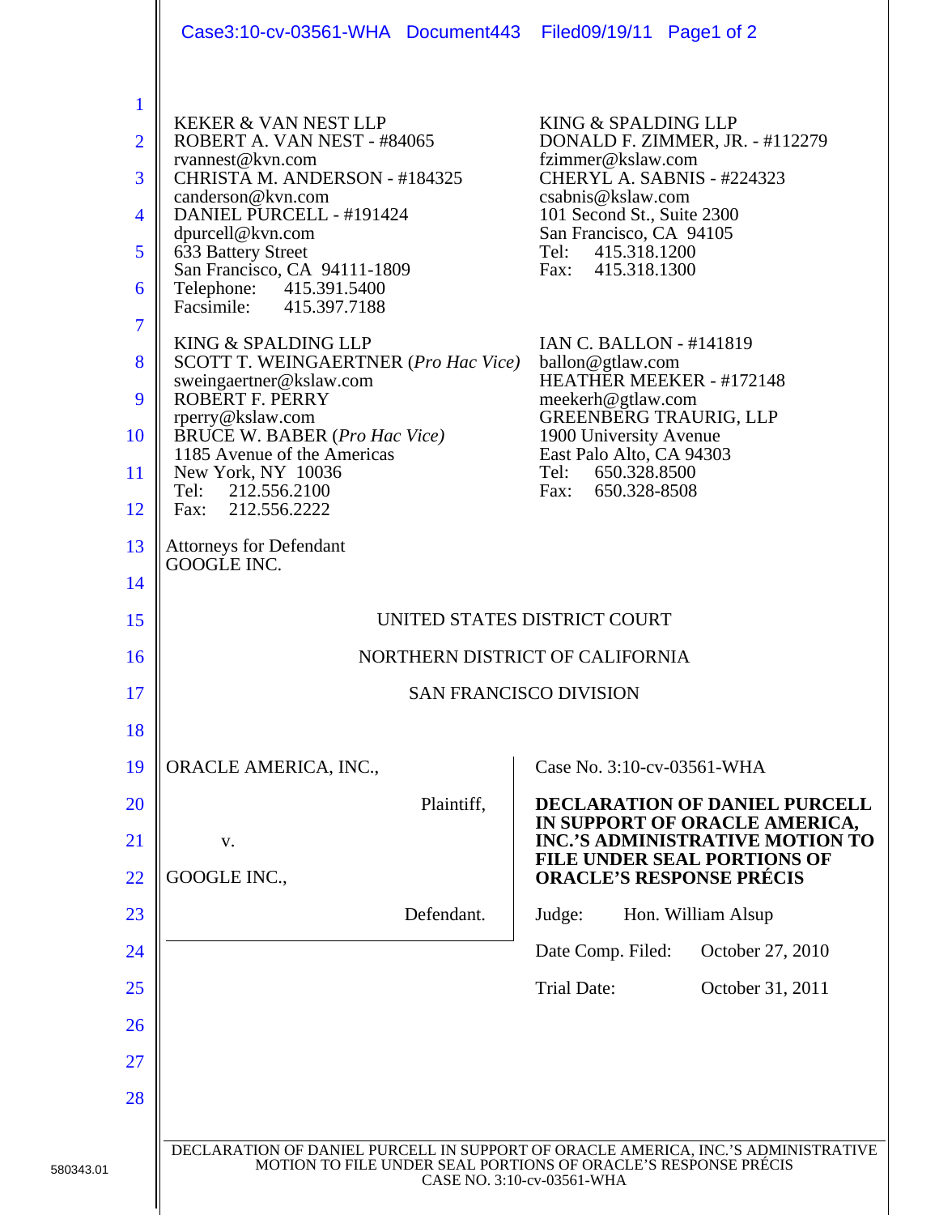KEKER & VAN NEST LLP
ROBERT A. VAN NEST - #84065
rvannest@kvn.com
CHRISTA M. ANDERSON - #184325
canderson@kvn.com
DANIEL PURCELL - #191424
dpurcell@kvn.com
633 Battery Street
San Francisco, CA 94111-1809
Telephone: 415.391.5400
Facsimile: 415.397.7188

KING & SPALDING LLP
DONALD F. ZIMMER, JR. - #112279
fzimmer@kslaw.com
CHERYL A. SABNIS - #224323
csabnis@kslaw.com
101 Second St., Suite 2300
San Francisco, CA 94105
Tel: 415.318.1200
Fax: 415.318.1300

KING & SPALDING LLP
SCOTT T. WEINGAERTNER (*Pro Hac Vice*)
sweingaertner@kslaw.com
ROBERT F. PERRY
rperry@kslaw.com
BRUCE W. BABER (*Pro Hac Vice)*
1185 Avenue of the Americas
New York, NY 10036
Tel: 212.556.2100
Fax: 212.556.2222

IAN C. BALLON - #141819
ballon@gtlaw.com
HEATHER MEEKER - #172148
meekerh@gtlaw.com
GREENBERG TRAURIG, LLP
1900 University Avenue
East Palo Alto, CA 94303
Tel: 650.328.8500
Fax: 650.328-8508

Attorneys for Defendant
GOOGLE INC.

UNITED STATES DISTRICT COURT

NORTHERN DISTRICT OF CALIFORNIA

SAN FRANCISCO DIVISION

ORACLE AMERICA, INC.,

Plaintiff,

v.

GOOGLE INC.,

Defendant.

Case No. 3:10-cv-03561-WHA

**DECLARATION OF DANIEL PURCELL IN SUPPORT OF ORACLE AMERICA, INC.'S ADMINISTRATIVE MOTION TO FILE UNDER SEAL PORTIONS OF ORACLE'S RESPONSE PRÉCIS**

Judge: Hon. William Alsup

Date Comp. Filed: October 27, 2010

Trial Date: October 31, 2011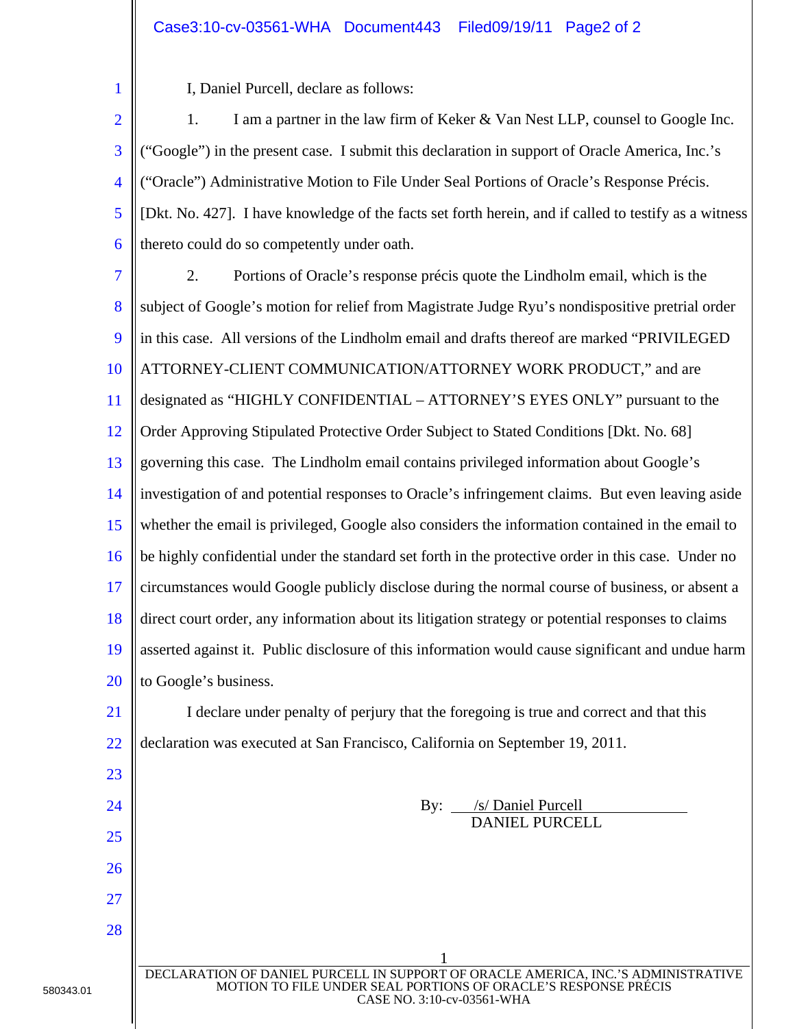I, Daniel Purcell, declare as follows:

1. I am a partner in the law firm of Keker & Van Nest LLP, counsel to Google Inc. ("Google") in the present case. I submit this declaration in support of Oracle America, Inc.'s ("Oracle") Administrative Motion to File Under Seal Portions of Oracle's Response Précis. [Dkt. No. 427]. I have knowledge of the facts set forth herein, and if called to testify as a witness thereto could do so competently under oath.

2. Portions of Oracle's response précis quote the Lindholm email, which is the subject of Google's motion for relief from Magistrate Judge Ryu's nondispositive pretrial order in this case. All versions of the Lindholm email and drafts thereof are marked "PRIVILEGED ATTORNEY-CLIENT COMMUNICATION/ATTORNEY WORK PRODUCT," and are designated as "HIGHLY CONFIDENTIAL – ATTORNEY'S EYES ONLY" pursuant to the Order Approving Stipulated Protective Order Subject to Stated Conditions [Dkt. No. 68] governing this case. The Lindholm email contains privileged information about Google's investigation of and potential responses to Oracle's infringement claims. But even leaving aside whether the email is privileged, Google also considers the information contained in the email to be highly confidential under the standard set forth in the protective order in this case. Under no circumstances would Google publicly disclose during the normal course of business, or absent a direct court order, any information about its litigation strategy or potential responses to claims asserted against it. Public disclosure of this information would cause significant and undue harm to Google's business.

I declare under penalty of perjury that the foregoing is true and correct and that this declaration was executed at San Francisco, California on September 19, 2011.

By: /s/ Daniel Purcell
DANIEL PURCELL

580343.01

DECLARATION OF DANIEL PURCELL IN SUPPORT OF ORACLE AMERICA, INC.'S ADMINISTRATIVE MOTION TO FILE UNDER SEAL PORTIONS OF ORACLE'S RESPONSE PRÉCIS
CASE NO. 3:10-cv-03561-WHA